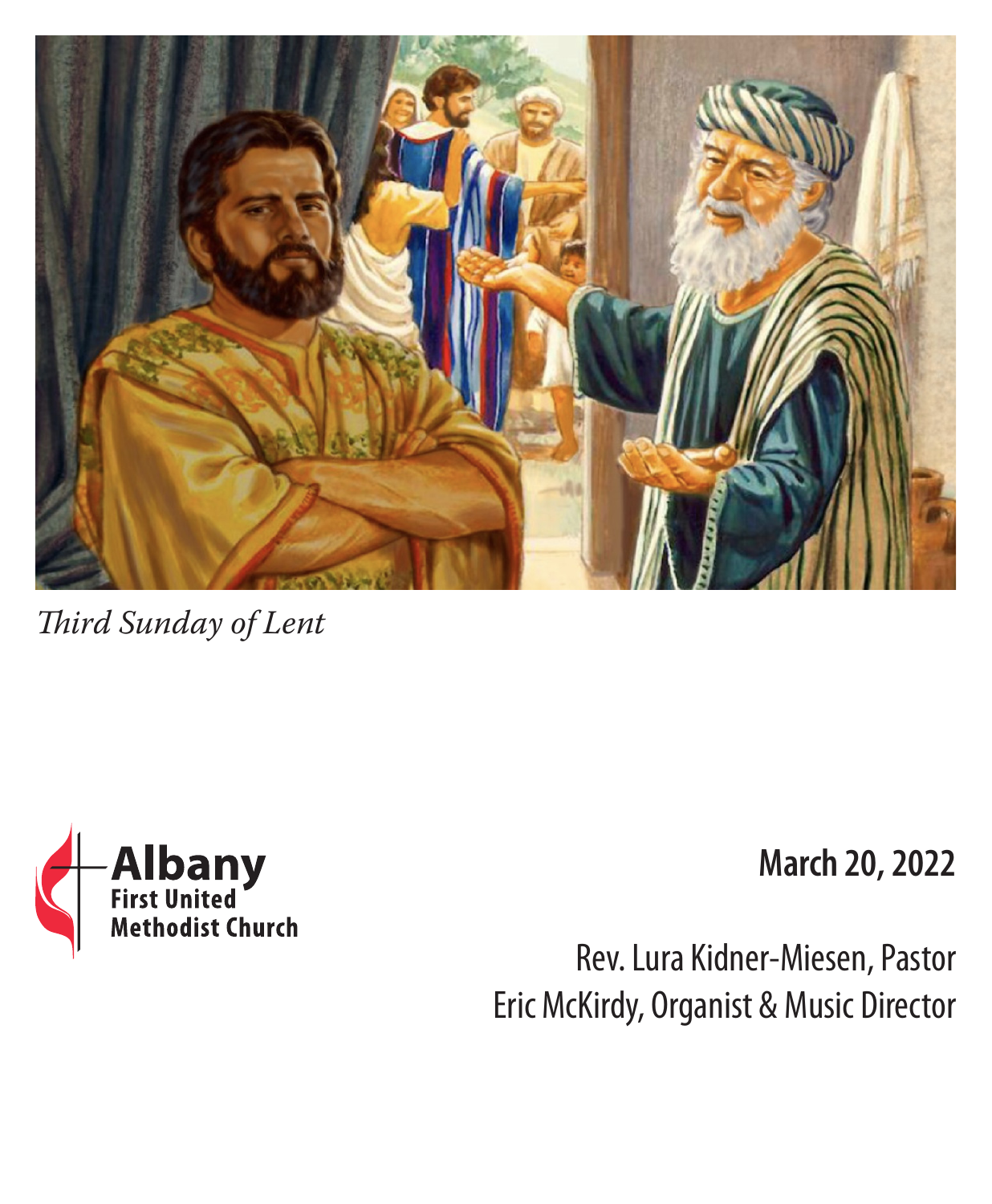*Third Sunday of Lent*

**Albany**
**First United**
**Methodist Church**

**March 20, 2022**

Rev. Lura Kidner-Miesen, Pastor
Eric McKirdy, Organist & Music Director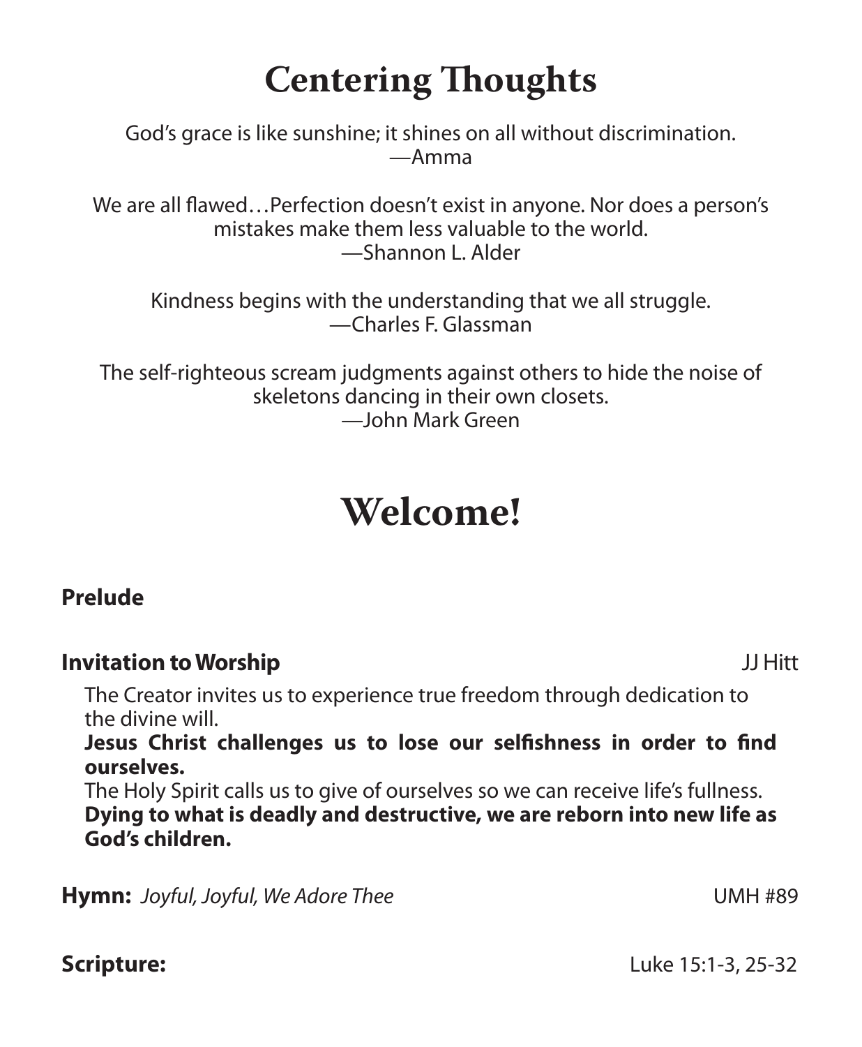# Centering Thoughts

God's grace is like sunshine; it shines on all without discrimination.
—Amma

We are all flawed…Perfection doesn't exist in anyone. Nor does a person's mistakes make them less valuable to the world.
—Shannon L. Alder

Kindness begins with the understanding that we all struggle.
—Charles F. Glassman

The self-righteous scream judgments against others to hide the noise of skeletons dancing in their own closets.
—John Mark Green

# Welcome!

**Prelude**

**Invitation to Worship** JJ Hitt

The Creator invites us to experience true freedom through dedication to the divine will.
**Jesus Christ challenges us to lose our selfishness in order to find ourselves.**
The Holy Spirit calls us to give of ourselves so we can receive life's fullness.
**Dying to what is deadly and destructive, we are reborn into new life as God's children.**

**Hymn:** *Joyful, Joyful, We Adore Thee* UMH #89

**Scripture:** Luke 15:1-3, 25-32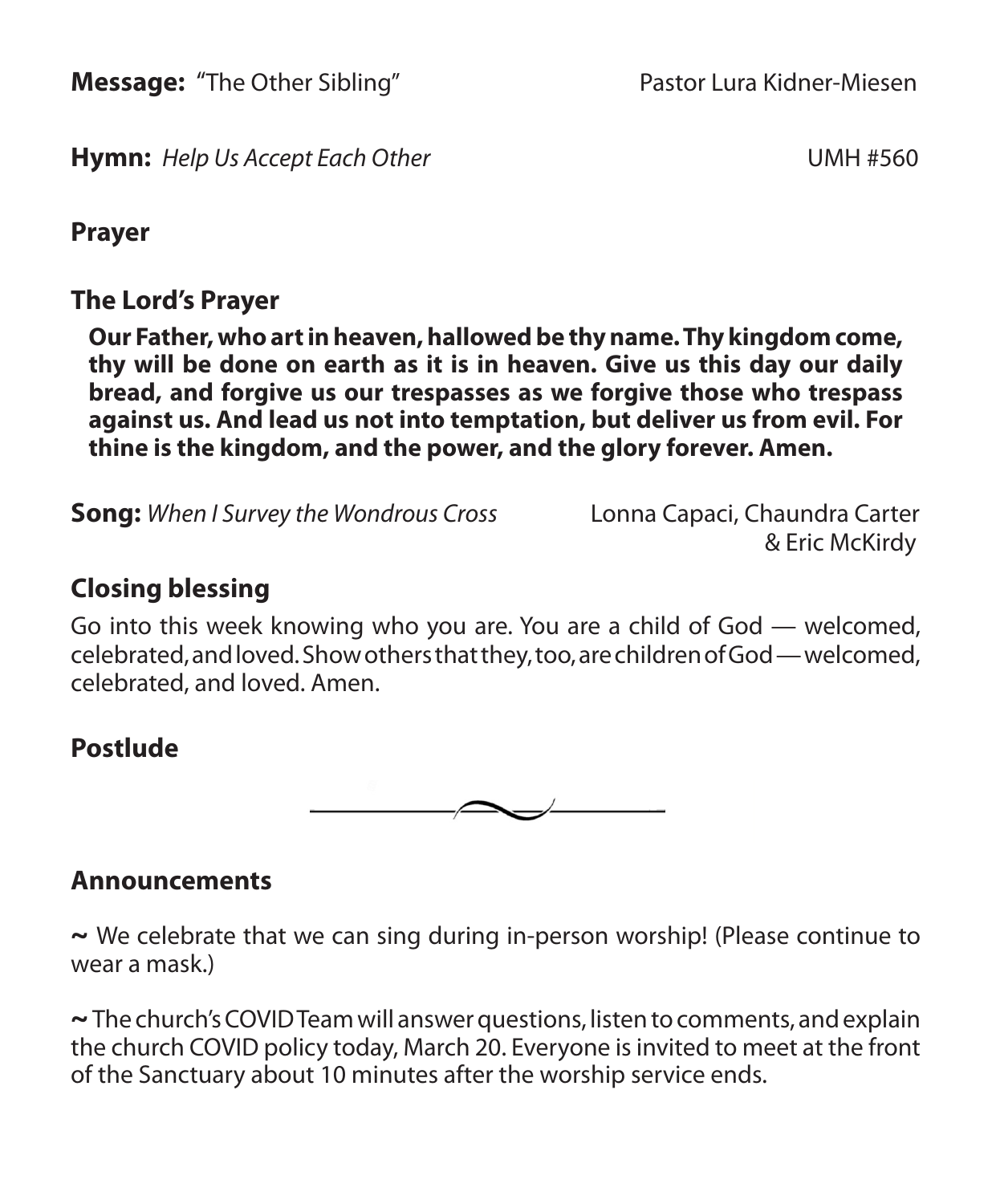**Message:** "The Other Sibling" Pastor Lura Kidner-Miesen

**Hymn:** *Help Us Accept Each Other* UMH #560

**Prayer**

**The Lord's Prayer**

**Our Father, who art in heaven, hallowed be thy name. Thy kingdom come, thy will be done on earth as it is in heaven. Give us this day our daily bread, and forgive us our trespasses as we forgive those who trespass against us. And lead us not into temptation, but deliver us from evil. For thine is the kingdom, and the power, and the glory forever. Amen.**

**Song:** *When I Survey the Wondrous Cross* Lonna Capaci, Chaundra Carter & Eric McKirdy

## Closing blessing

Go into this week knowing who you are. You are a child of God — welcomed, celebrated, and loved. Show others that they, too, are children of God — welcomed, celebrated, and loved. Amen.

## Postlude

---

## Announcements

~ We celebrate that we can sing during in-person worship! (Please continue to wear a mask.)

~ The church's COVID Team will answer questions, listen to comments, and explain the church COVID policy today, March 20. Everyone is invited to meet at the front of the Sanctuary about 10 minutes after the worship service ends.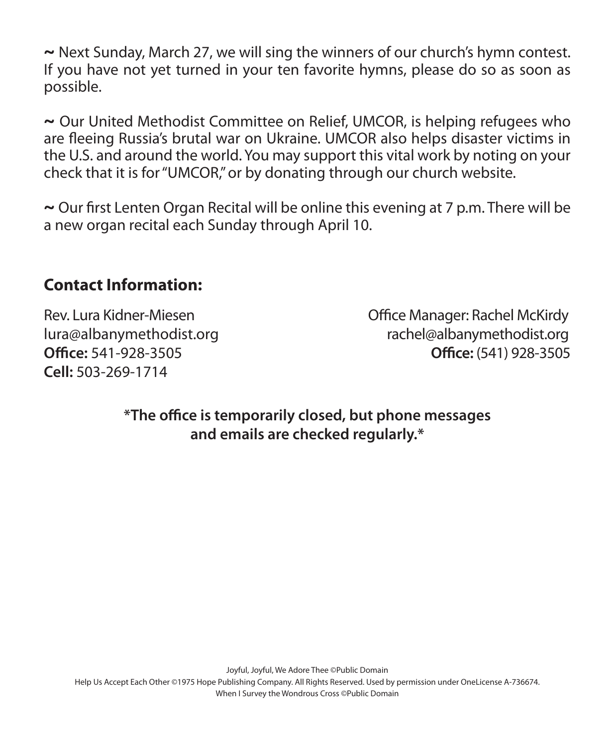**~** Next Sunday, March 27, we will sing the winners of our church's hymn contest. If you have not yet turned in your ten favorite hymns, please do so as soon as possible.

**~** Our United Methodist Committee on Relief, UMCOR, is helping refugees who are fleeing Russia's brutal war on Ukraine. UMCOR also helps disaster victims in the U.S. and around the world. You may support this vital work by noting on your check that it is for "UMCOR," or by donating through our church website.

**~** Our first Lenten Organ Recital will be online this evening at 7 p.m. There will be a new organ recital each Sunday through April 10.

## Contact Information:

Rev. Lura Kidner-Miesen
lura@albanymethodist.org
**Office:** 541-928-3505
**Cell:** 503-269-1714

Office Manager: Rachel McKirdy
rachel@albanymethodist.org
**Office:** (541) 928-3505

**\*The office is temporarily closed, but phone messages and emails are checked regularly.\***

Joyful, Joyful, We Adore Thee ©Public Domain
Help Us Accept Each Other ©1975 Hope Publishing Company. All Rights Reserved. Used by permission under OneLicense A-736674.
When I Survey the Wondrous Cross ©Public Domain